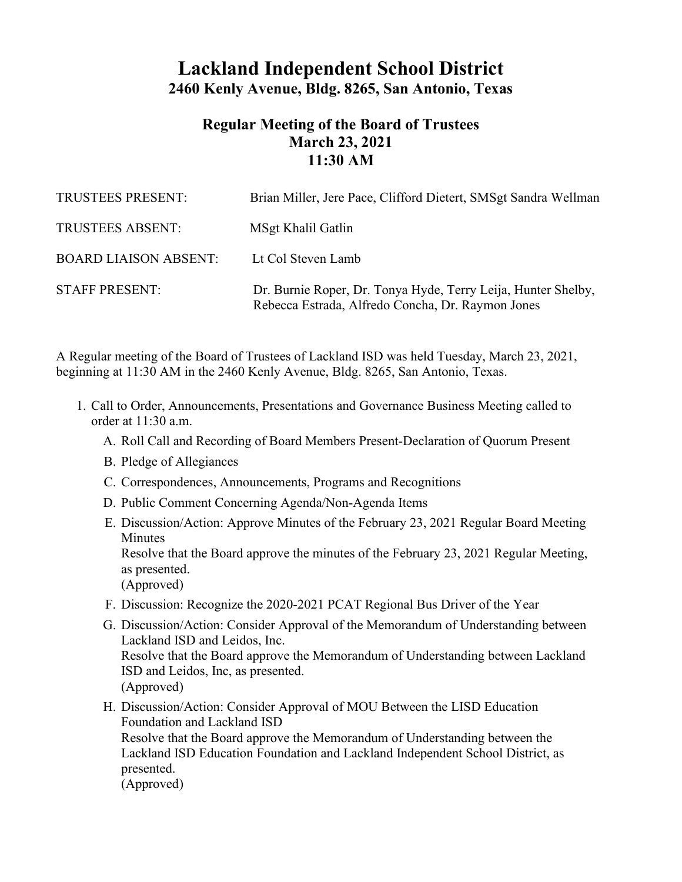# Lackland Independent School District

## 2460 Kenly Avenue, Bldg. 8265, San Antonio, Texas

### Regular Meeting of the Board of Trustees
### March 23, 2021
### 11:30 AM

| | |
|---|---|
| TRUSTEES PRESENT: | Brian Miller, Jere Pace, Clifford Dietert, SMSgt Sandra Wellman |
| TRUSTEES ABSENT: | MSgt Khalil Gatlin |
| BOARD LIAISON ABSENT: | Lt Col Steven Lamb |
| STAFF PRESENT: | Dr. Burnie Roper, Dr. Tonya Hyde, Terry Leija, Hunter Shelby, Rebecca Estrada, Alfredo Concha, Dr. Raymon Jones |

A Regular meeting of the Board of Trustees of Lackland ISD was held Tuesday, March 23, 2021, beginning at 11:30 AM in the 2460 Kenly Avenue, Bldg. 8265, San Antonio, Texas.

1. Call to Order, Announcements, Presentations and Governance Business Meeting called to order at 11:30 a.m.
   A. Roll Call and Recording of Board Members Present-Declaration of Quorum Present
   B. Pledge of Allegiances
   C. Correspondences, Announcements, Programs and Recognitions
   D. Public Comment Concerning Agenda/Non-Agenda Items
   E. Discussion/Action: Approve Minutes of the February 23, 2021 Regular Board Meeting Minutes
   Resolve that the Board approve the minutes of the February 23, 2021 Regular Meeting, as presented.
   (Approved)
   F. Discussion: Recognize the 2020-2021 PCAT Regional Bus Driver of the Year
   G. Discussion/Action: Consider Approval of the Memorandum of Understanding between Lackland ISD and Leidos, Inc.
   Resolve that the Board approve the Memorandum of Understanding between Lackland ISD and Leidos, Inc, as presented.
   (Approved)
   H. Discussion/Action: Consider Approval of MOU Between the LISD Education Foundation and Lackland ISD
   Resolve that the Board approve the Memorandum of Understanding between the Lackland ISD Education Foundation and Lackland Independent School District, as presented.
   (Approved)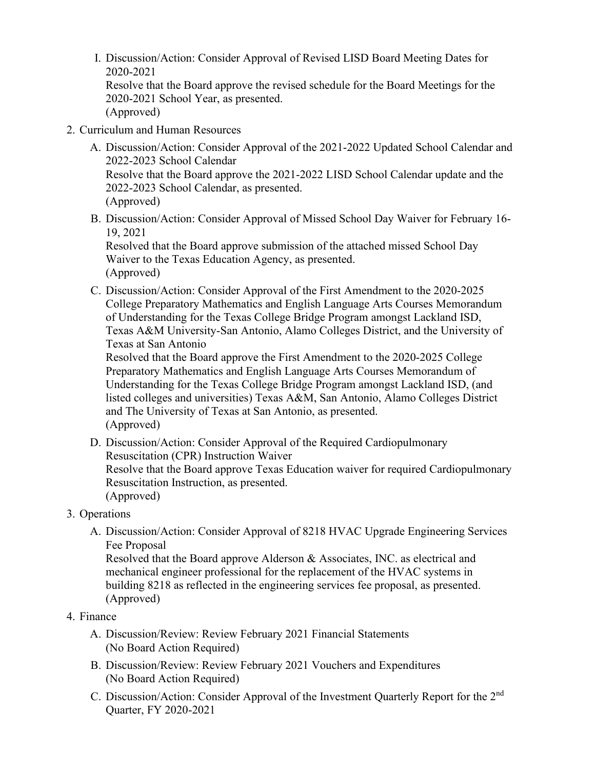I. Discussion/Action: Consider Approval of Revised LISD Board Meeting Dates for 2020-2021
   Resolve that the Board approve the revised schedule for the Board Meetings for the 2020-2021 School Year, as presented.
   (Approved)

2. Curriculum and Human Resources

   A. Discussion/Action: Consider Approval of the 2021-2022 Updated School Calendar and 2022-2023 School Calendar
      Resolve that the Board approve the 2021-2022 LISD School Calendar update and the 2022-2023 School Calendar, as presented.
      (Approved)

   B. Discussion/Action: Consider Approval of Missed School Day Waiver for February 16-19, 2021
      Resolved that the Board approve submission of the attached missed School Day Waiver to the Texas Education Agency, as presented.
      (Approved)

   C. Discussion/Action: Consider Approval of the First Amendment to the 2020-2025 College Preparatory Mathematics and English Language Arts Courses Memorandum of Understanding for the Texas College Bridge Program amongst Lackland ISD, Texas A&M University-San Antonio, Alamo Colleges District, and the University of Texas at San Antonio
      Resolved that the Board approve the First Amendment to the 2020-2025 College Preparatory Mathematics and English Language Arts Courses Memorandum of Understanding for the Texas College Bridge Program amongst Lackland ISD, (and listed colleges and universities) Texas A&M, San Antonio, Alamo Colleges District and The University of Texas at San Antonio, as presented.
      (Approved)

   D. Discussion/Action: Consider Approval of the Required Cardiopulmonary Resuscitation (CPR) Instruction Waiver
      Resolve that the Board approve Texas Education waiver for required Cardiopulmonary Resuscitation Instruction, as presented.
      (Approved)

3. Operations

   A. Discussion/Action: Consider Approval of 8218 HVAC Upgrade Engineering Services Fee Proposal
      Resolved that the Board approve Alderson & Associates, INC. as electrical and mechanical engineer professional for the replacement of the HVAC systems in building 8218 as reflected in the engineering services fee proposal, as presented.
      (Approved)

4. Finance

   A. Discussion/Review: Review February 2021 Financial Statements
      (No Board Action Required)

   B. Discussion/Review: Review February 2021 Vouchers and Expenditures
      (No Board Action Required)

   C. Discussion/Action: Consider Approval of the Investment Quarterly Report for the 2nd Quarter, FY 2020-2021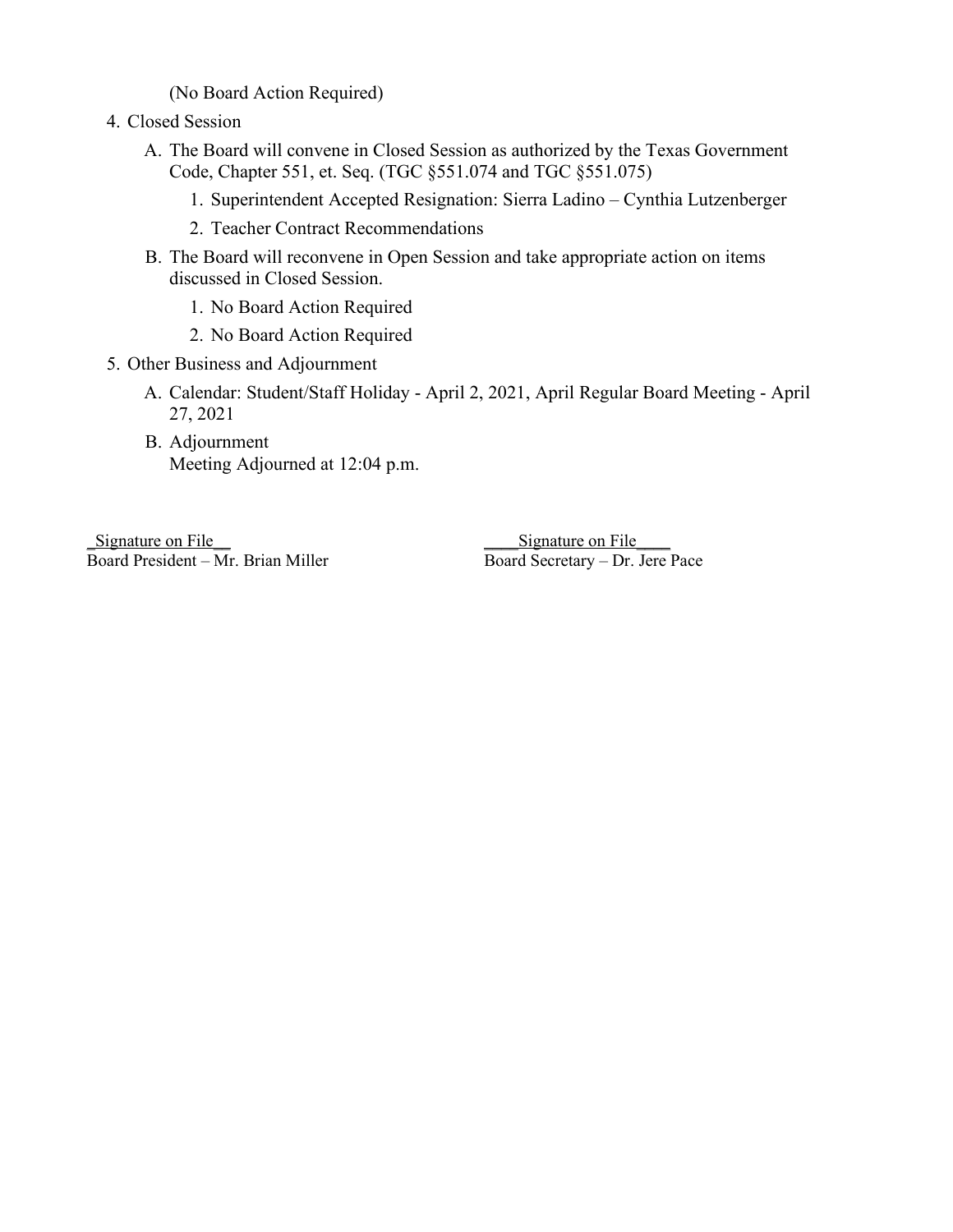(No Board Action Required)

4. Closed Session
   A. The Board will convene in Closed Session as authorized by the Texas Government Code, Chapter 551, et. Seq. (TGC §551.074 and TGC §551.075)
      1. Superintendent Accepted Resignation: Sierra Ladino – Cynthia Lutzenberger
      2. Teacher Contract Recommendations
   B. The Board will reconvene in Open Session and take appropriate action on items discussed in Closed Session.
      1. No Board Action Required
      2. No Board Action Required
5. Other Business and Adjournment
   A. Calendar: Student/Staff Holiday - April 2, 2021, April Regular Board Meeting - April 27, 2021
   B. Adjournment
      Meeting Adjourned at 12:04 p.m.

_Signature on File__
Board President – Mr. Brian Miller

____Signature on File____
Board Secretary – Dr. Jere Pace